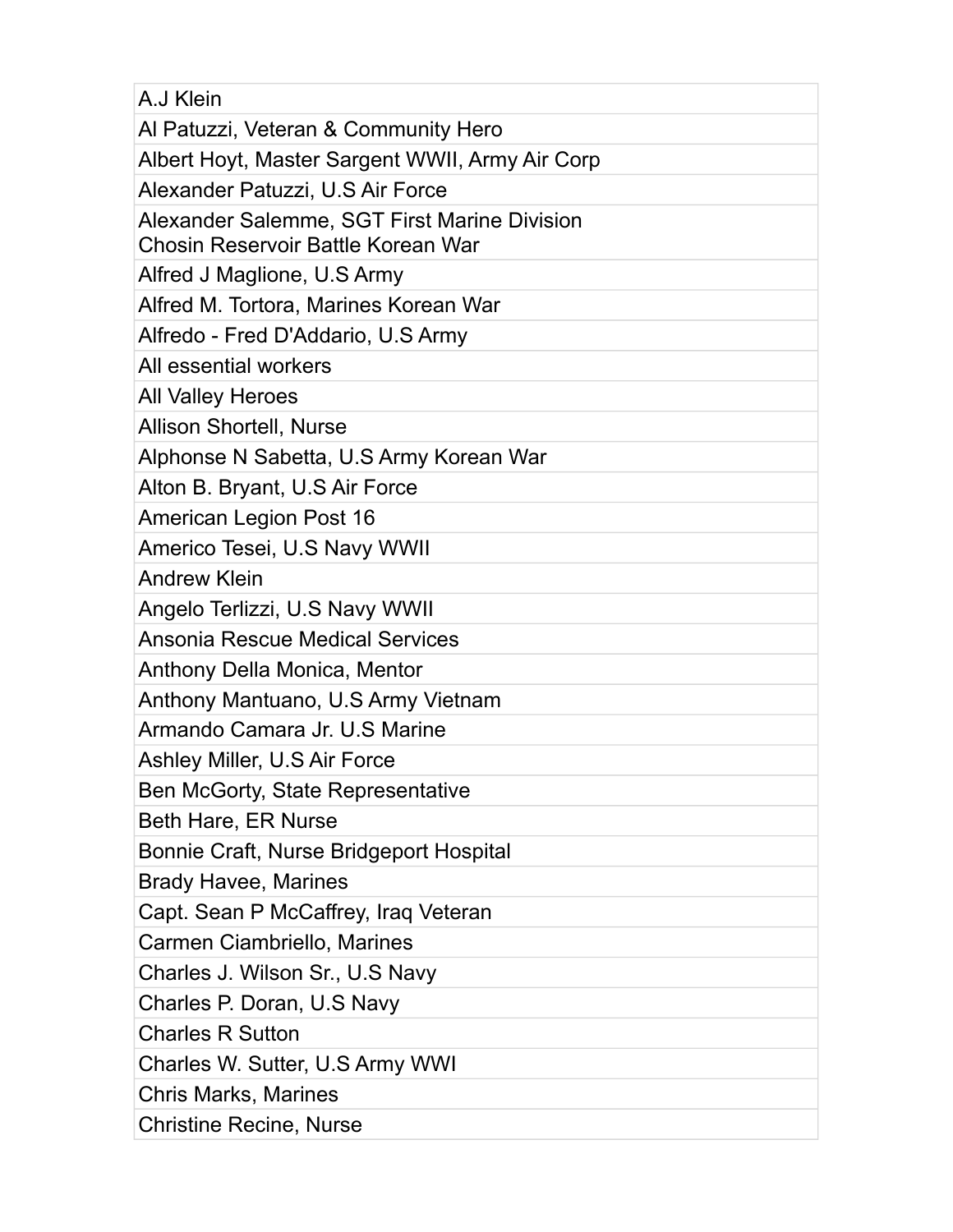| A.J Klein |
| --- |
| Al Patuzzi, Veteran & Community Hero |
| Albert Hoyt, Master Sargent WWII, Army Air Corp |
| Alexander Patuzzi, U.S Air Force |
| Alexander Salemme, SGT First Marine Division Chosin Reservoir Battle Korean War |
| Alfred J Maglione, U.S Army |
| Alfred M. Tortora, Marines Korean War |
| Alfredo - Fred D'Addario, U.S Army |
| All essential workers |
| All Valley Heroes |
| Allison Shortell, Nurse |
| Alphonse N Sabetta, U.S Army Korean War |
| Alton B. Bryant, U.S Air Force |
| American Legion Post 16 |
| Americo Tesei, U.S Navy WWII |
| Andrew Klein |
| Angelo Terlizzi, U.S Navy WWII |
| Ansonia Rescue Medical Services |
| Anthony Della Monica, Mentor |
| Anthony Mantuano, U.S Army Vietnam |
| Armando Camara Jr. U.S Marine |
| Ashley Miller, U.S Air Force |
| Ben McGorty, State Representative |
| Beth Hare, ER Nurse |
| Bonnie Craft, Nurse Bridgeport Hospital |
| Brady Havee, Marines |
| Capt. Sean P McCaffrey, Iraq Veteran |
| Carmen Ciambriello, Marines |
| Charles J. Wilson Sr., U.S Navy |
| Charles P. Doran, U.S Navy |
| Charles R Sutton |
| Charles W. Sutter, U.S Army WWI |
| Chris Marks, Marines |
| Christine Recine, Nurse |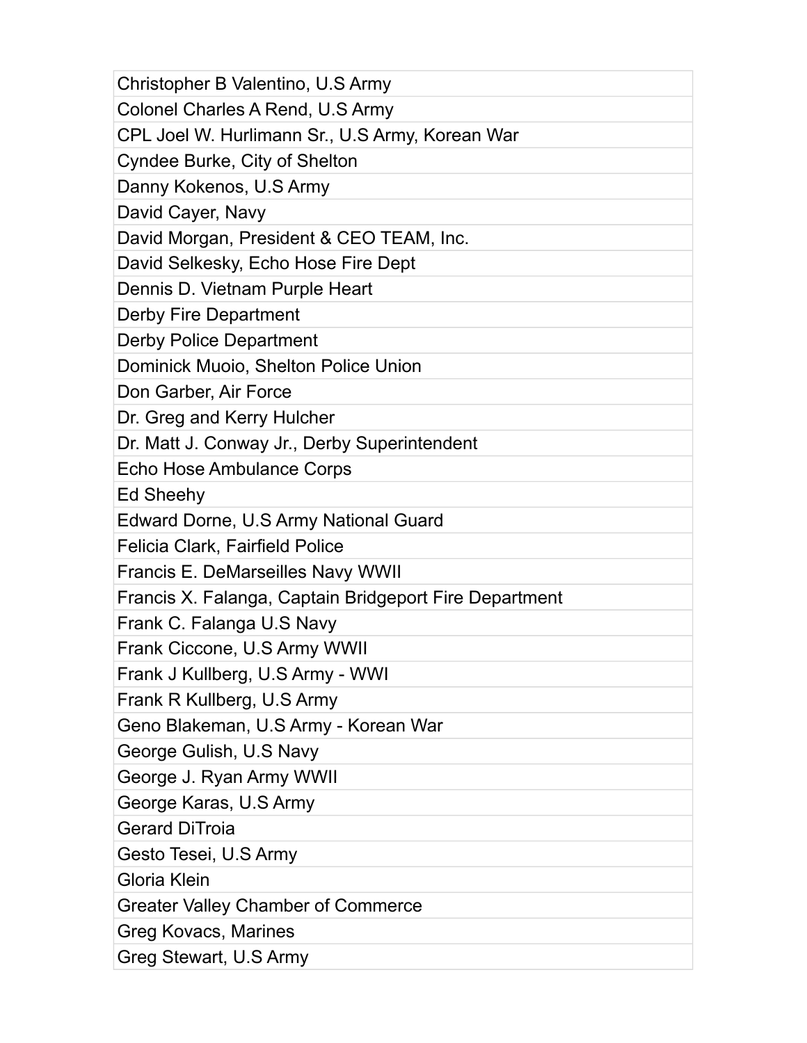| Christopher B Valentino, U.S Army |
| --- |
| Colonel Charles A Rend, U.S Army |
| CPL Joel W. Hurlimann Sr., U.S Army, Korean War |
| Cyndee Burke, City of Shelton |
| Danny Kokenos, U.S Army |
| David Cayer, Navy |
| David Morgan, President & CEO TEAM, Inc. |
| David Selkesky, Echo Hose Fire Dept |
| Dennis D. Vietnam Purple Heart |
| Derby Fire Department |
| Derby Police Department |
| Dominick Muoio, Shelton Police Union |
| Don Garber, Air Force |
| Dr. Greg and Kerry Hulcher |
| Dr. Matt J. Conway Jr., Derby Superintendent |
| Echo Hose Ambulance Corps |
| Ed Sheehy |
| Edward Dorne, U.S Army National Guard |
| Felicia Clark, Fairfield Police |
| Francis E. DeMarseilles Navy WWII |
| Francis X. Falanga, Captain Bridgeport Fire Department |
| Frank C. Falanga U.S Navy |
| Frank Ciccone, U.S Army WWII |
| Frank J Kullberg, U.S Army - WWI |
| Frank R Kullberg, U.S Army |
| Geno Blakeman, U.S Army - Korean War |
| George Gulish, U.S Navy |
| George J. Ryan Army WWII |
| George Karas, U.S Army |
| Gerard DiTroia |
| Gesto Tesei, U.S Army |
| Gloria Klein |
| Greater Valley Chamber of Commerce |
| Greg Kovacs, Marines |
| Greg Stewart, U.S Army |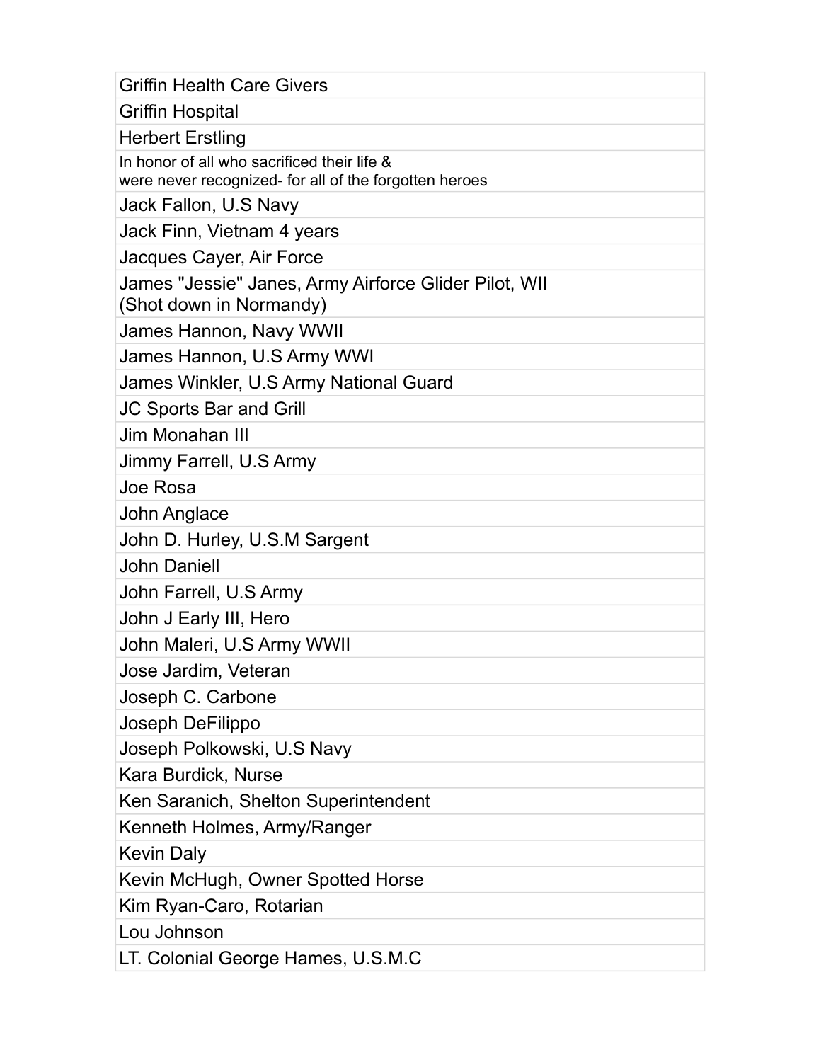| Griffin Health Care Givers |
|---|
| Griffin Hospital |
| Herbert Erstling |
| In honor of all who sacrificed their life & were never recognized- for all of the forgotten heroes |
| Jack Fallon, U.S Navy |
| Jack Finn, Vietnam 4 years |
| Jacques Cayer, Air Force |
| James "Jessie" Janes, Army Airforce Glider Pilot, WII (Shot down in Normandy) |
| James Hannon, Navy WWII |
| James Hannon, U.S Army WWI |
| James Winkler, U.S Army National Guard |
| JC Sports Bar and Grill |
| Jim Monahan III |
| Jimmy Farrell, U.S Army |
| Joe Rosa |
| John Anglace |
| John D. Hurley, U.S.M Sargent |
| John Daniell |
| John Farrell, U.S Army |
| John J Early III, Hero |
| John Maleri, U.S Army WWII |
| Jose Jardim, Veteran |
| Joseph C. Carbone |
| Joseph DeFilippo |
| Joseph Polkowski, U.S Navy |
| Kara Burdick, Nurse |
| Ken Saranich, Shelton Superintendent |
| Kenneth Holmes, Army/Ranger |
| Kevin Daly |
| Kevin McHugh, Owner Spotted Horse |
| Kim Ryan-Caro, Rotarian |
| Lou Johnson |
| LT. Colonial George Hames, U.S.M.C |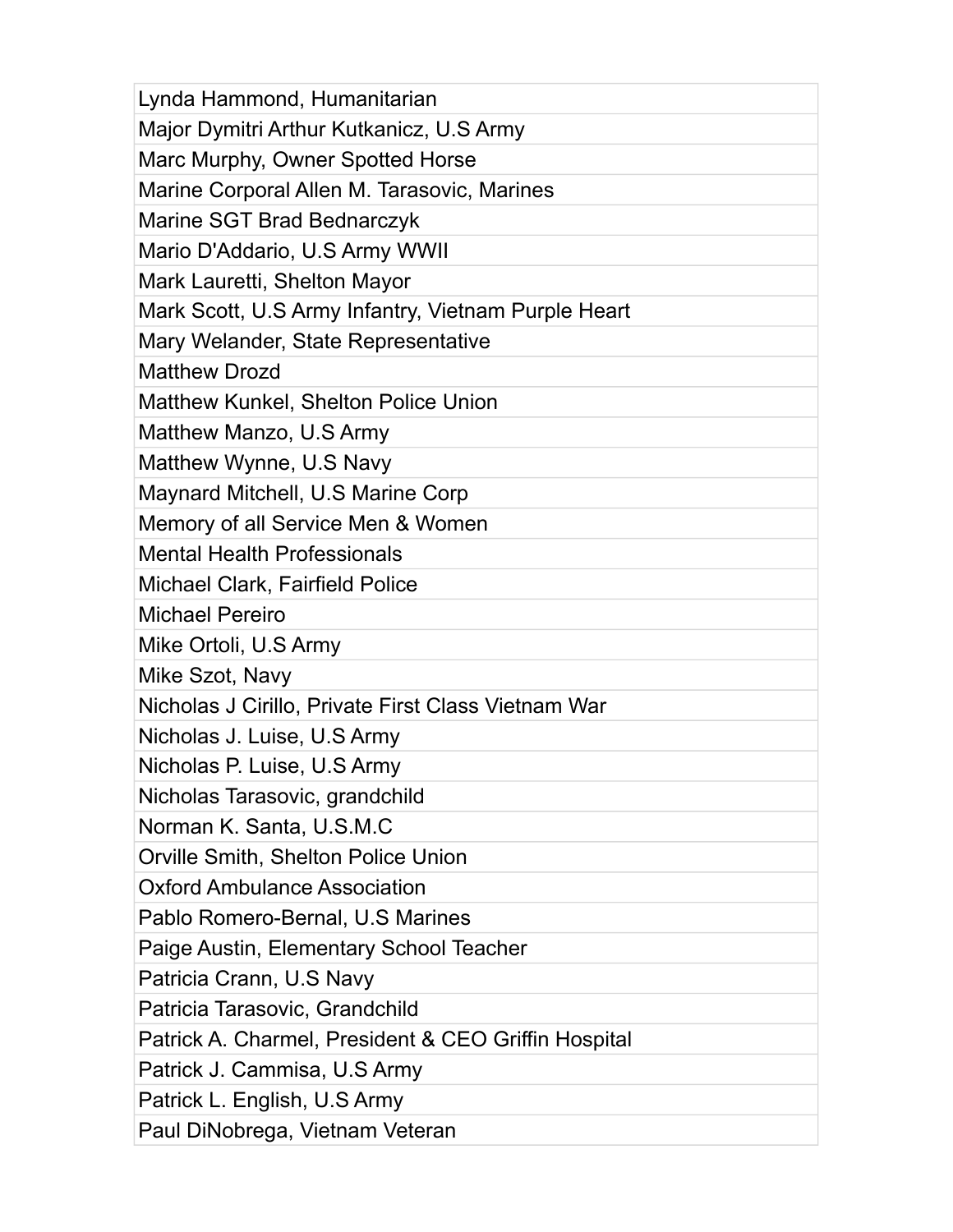| Lynda Hammond, Humanitarian |
|---|
| Major Dymitri Arthur Kutkanicz, U.S Army |
| Marc Murphy, Owner Spotted Horse |
| Marine Corporal Allen M. Tarasovic, Marines |
| Marine SGT Brad Bednarczyk |
| Mario D'Addario, U.S Army WWII |
| Mark Lauretti, Shelton Mayor |
| Mark Scott, U.S Army Infantry, Vietnam Purple Heart |
| Mary Welander, State Representative |
| Matthew Drozd |
| Matthew Kunkel, Shelton Police Union |
| Matthew Manzo, U.S Army |
| Matthew Wynne, U.S Navy |
| Maynard Mitchell, U.S Marine Corp |
| Memory of all Service Men & Women |
| Mental Health Professionals |
| Michael Clark, Fairfield Police |
| Michael Pereiro |
| Mike Ortoli, U.S Army |
| Mike Szot, Navy |
| Nicholas J Cirillo, Private First Class Vietnam War |
| Nicholas J. Luise, U.S Army |
| Nicholas P. Luise, U.S Army |
| Nicholas Tarasovic, grandchild |
| Norman K. Santa, U.S.M.C |
| Orville Smith, Shelton Police Union |
| Oxford Ambulance Association |
| Pablo Romero-Bernal, U.S Marines |
| Paige Austin, Elementary School Teacher |
| Patricia Crann, U.S Navy |
| Patricia Tarasovic, Grandchild |
| Patrick A. Charmel, President & CEO Griffin Hospital |
| Patrick J. Cammisa, U.S Army |
| Patrick L. English, U.S Army |
| Paul DiNobrega, Vietnam Veteran |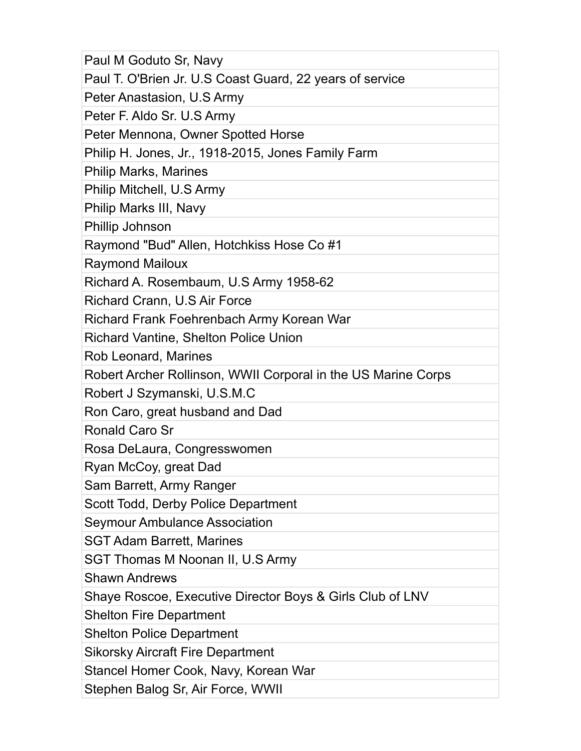| Paul M Goduto Sr, Navy |
| --- |
| Paul T. O'Brien Jr. U.S Coast Guard, 22 years of service |
| Peter Anastasion, U.S Army |
| Peter F. Aldo Sr. U.S Army |
| Peter Mennona, Owner Spotted Horse |
| Philip H. Jones, Jr., 1918-2015, Jones Family Farm |
| Philip Marks, Marines |
| Philip Mitchell, U.S Army |
| Philip Marks III, Navy |
| Phillip Johnson |
| Raymond "Bud" Allen, Hotchkiss Hose Co #1 |
| Raymond Mailoux |
| Richard A. Rosembaum, U.S Army 1958-62 |
| Richard Crann, U.S Air Force |
| Richard Frank Foehrenbach Army Korean War |
| Richard Vantine, Shelton Police Union |
| Rob Leonard, Marines |
| Robert Archer Rollinson, WWII Corporal in the US Marine Corps |
| Robert J Szymanski, U.S.M.C |
| Ron Caro, great husband and Dad |
| Ronald Caro Sr |
| Rosa DeLaura, Congresswomen |
| Ryan McCoy, great Dad |
| Sam Barrett, Army Ranger |
| Scott Todd, Derby Police Department |
| Seymour Ambulance Association |
| SGT Adam Barrett, Marines |
| SGT Thomas M Noonan II, U.S Army |
| Shawn Andrews |
| Shaye Roscoe, Executive Director Boys & Girls Club of LNV |
| Shelton Fire Department |
| Shelton Police Department |
| Sikorsky Aircraft Fire Department |
| Stancel Homer Cook, Navy, Korean War |
| Stephen Balog Sr, Air Force, WWII |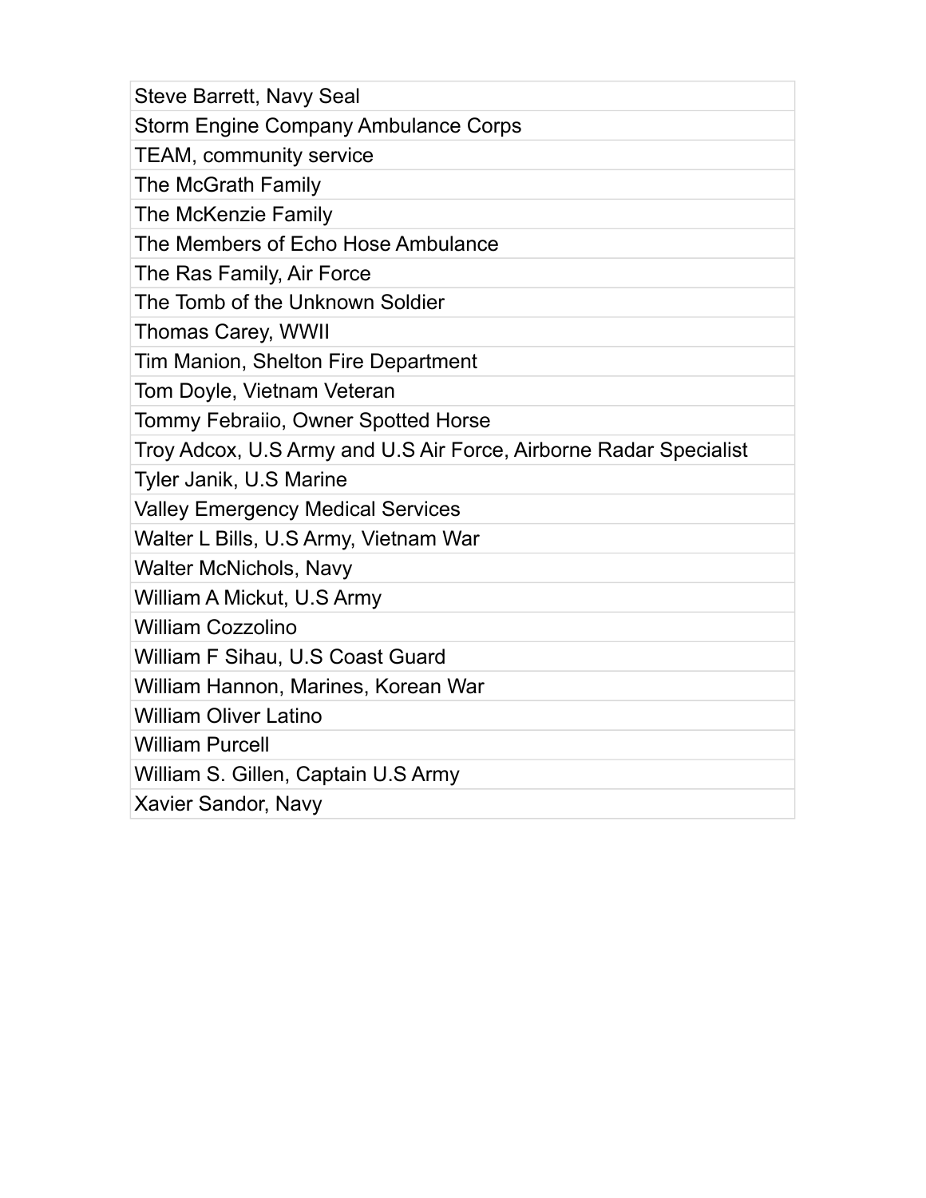| |
|---|
| Steve Barrett, Navy Seal |
| Storm Engine Company Ambulance Corps |
| TEAM, community service |
| The McGrath Family |
| The McKenzie Family |
| The Members of Echo Hose Ambulance |
| The Ras Family, Air Force |
| The Tomb of the Unknown Soldier |
| Thomas Carey, WWII |
| Tim Manion, Shelton Fire Department |
| Tom Doyle, Vietnam Veteran |
| Tommy Febraiio, Owner Spotted Horse |
| Troy Adcox, U.S Army and U.S Air Force, Airborne Radar Specialist |
| Tyler Janik, U.S Marine |
| Valley Emergency Medical Services |
| Walter L Bills, U.S Army, Vietnam War |
| Walter McNichols, Navy |
| William A Mickut, U.S Army |
| William Cozzolino |
| William F Sihau, U.S Coast Guard |
| William Hannon, Marines, Korean War |
| William Oliver Latino |
| William Purcell |
| William S. Gillen, Captain U.S Army |
| Xavier Sandor, Navy |